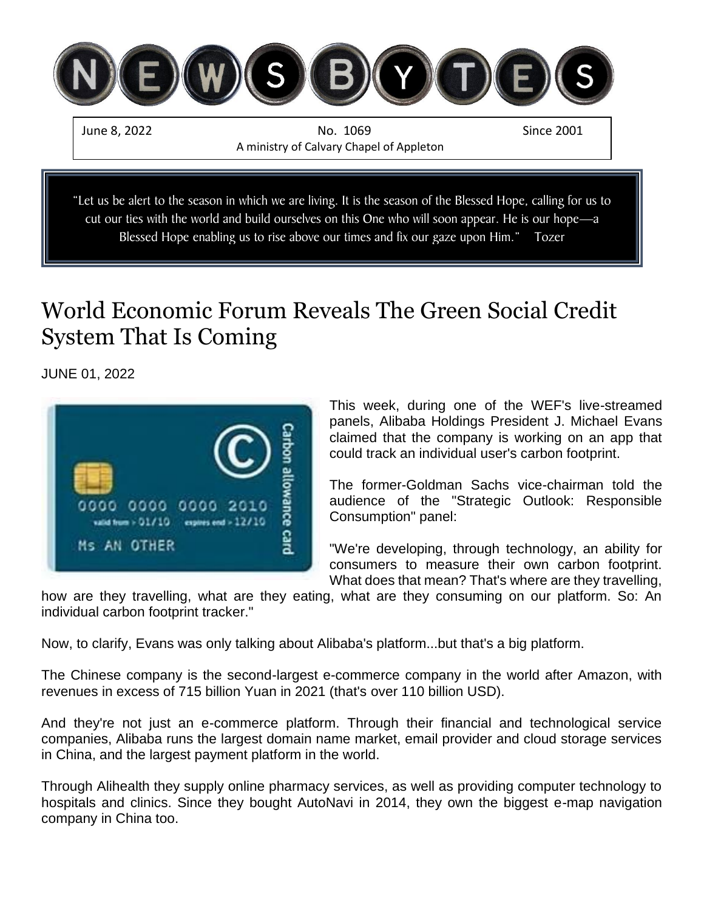# NEWSBYTES

June 8, 2022 | No. 1069 | Since 2001

A ministry of Calvary Chapel of Appleton

"Let us be alert to the season in which we are living. It is the season of the Blessed Hope, calling for us to cut our ties with the world and build ourselves on this One who will soon appear. He is our hope—a Blessed Hope enabling us to rise above our times and fix our gaze upon Him." Tozer

## World Economic Forum Reveals The Green Social Credit System That Is Coming

JUNE 01, 2022

This week, during one of the WEF's live-streamed panels, Alibaba Holdings President J. Michael Evans claimed that the company is working on an app that could track an individual user's carbon footprint.

The former-Goldman Sachs vice-chairman told the audience of the "Strategic Outlook: Responsible Consumption" panel:

"We're developing, through technology, an ability for consumers to measure their own carbon footprint. What does that mean? That's where are they travelling, how are they travelling, what are they eating, what are they consuming on our platform. So: An individual carbon footprint tracker."

Now, to clarify, Evans was only talking about Alibaba's platform...but that's a big platform.

The Chinese company is the second-largest e-commerce company in the world after Amazon, with revenues in excess of 715 billion Yuan in 2021 (that's over 110 billion USD).

And they're not just an e-commerce platform. Through their financial and technological service companies, Alibaba runs the largest domain name market, email provider and cloud storage services in China, and the largest payment platform in the world.

Through Alihealth they supply online pharmacy services, as well as providing computer technology to hospitals and clinics. Since they bought AutoNavi in 2014, they own the biggest e-map navigation company in China too.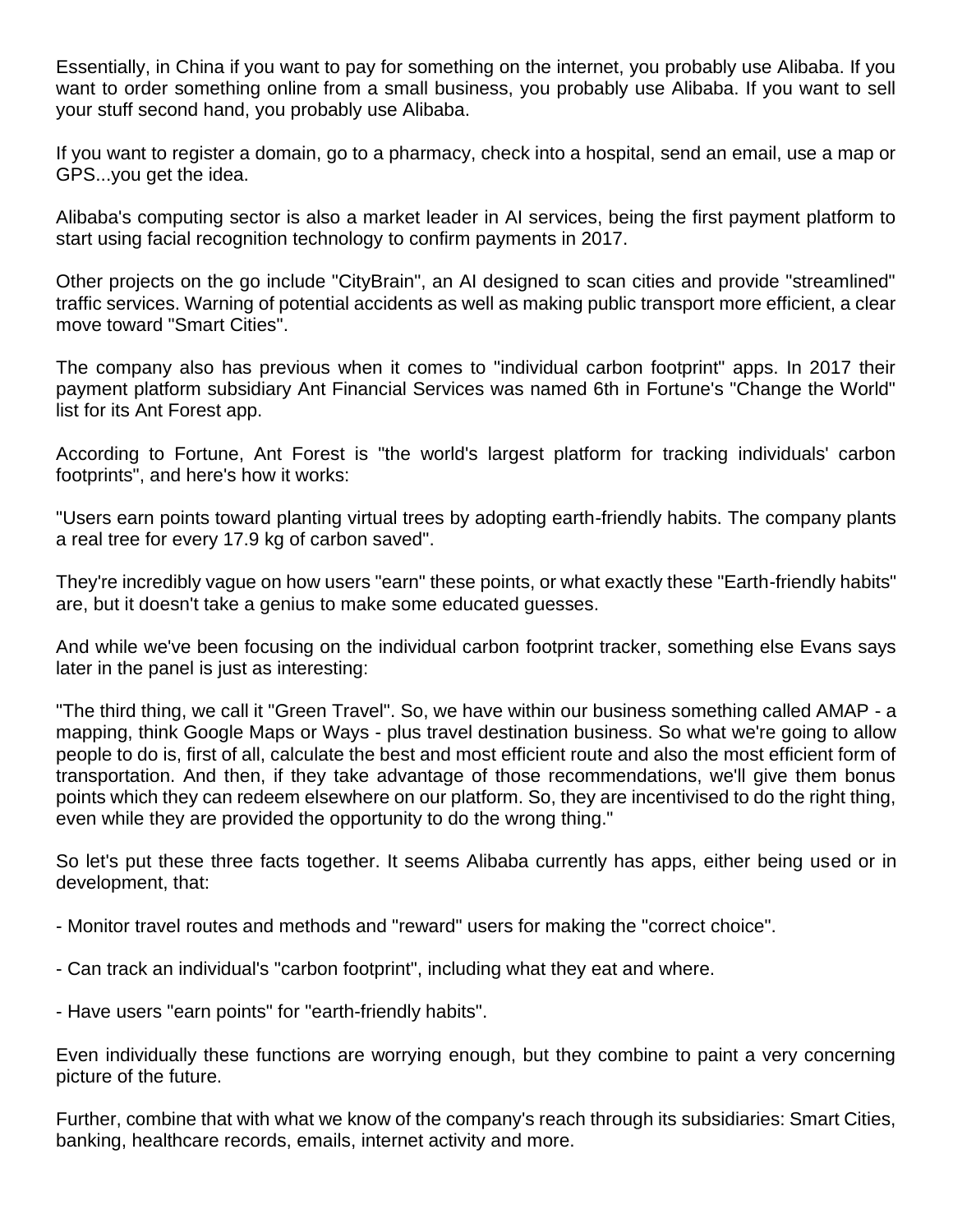Essentially, in China if you want to pay for something on the internet, you probably use Alibaba. If you want to order something online from a small business, you probably use Alibaba. If you want to sell your stuff second hand, you probably use Alibaba.

If you want to register a domain, go to a pharmacy, check into a hospital, send an email, use a map or GPS...you get the idea.

Alibaba's computing sector is also a market leader in AI services, being the first payment platform to start using facial recognition technology to confirm payments in 2017.

Other projects on the go include "CityBrain", an AI designed to scan cities and provide "streamlined" traffic services. Warning of potential accidents as well as making public transport more efficient, a clear move toward "Smart Cities".

The company also has previous when it comes to "individual carbon footprint" apps. In 2017 their payment platform subsidiary Ant Financial Services was named 6th in Fortune's "Change the World" list for its Ant Forest app.

According to Fortune, Ant Forest is "the world's largest platform for tracking individuals' carbon footprints", and here's how it works:

"Users earn points toward planting virtual trees by adopting earth-friendly habits. The company plants a real tree for every 17.9 kg of carbon saved".

They're incredibly vague on how users "earn" these points, or what exactly these "Earth-friendly habits" are, but it doesn't take a genius to make some educated guesses.

And while we've been focusing on the individual carbon footprint tracker, something else Evans says later in the panel is just as interesting:

"The third thing, we call it "Green Travel". So, we have within our business something called AMAP - a mapping, think Google Maps or Ways - plus travel destination business. So what we're going to allow people to do is, first of all, calculate the best and most efficient route and also the most efficient form of transportation. And then, if they take advantage of those recommendations, we'll give them bonus points which they can redeem elsewhere on our platform. So, they are incentivised to do the right thing, even while they are provided the opportunity to do the wrong thing."

So let's put these three facts together. It seems Alibaba currently has apps, either being used or in development, that:

- Monitor travel routes and methods and "reward" users for making the "correct choice".

- Can track an individual's "carbon footprint", including what they eat and where.

- Have users "earn points" for "earth-friendly habits".

Even individually these functions are worrying enough, but they combine to paint a very concerning picture of the future.

Further, combine that with what we know of the company's reach through its subsidiaries: Smart Cities, banking, healthcare records, emails, internet activity and more.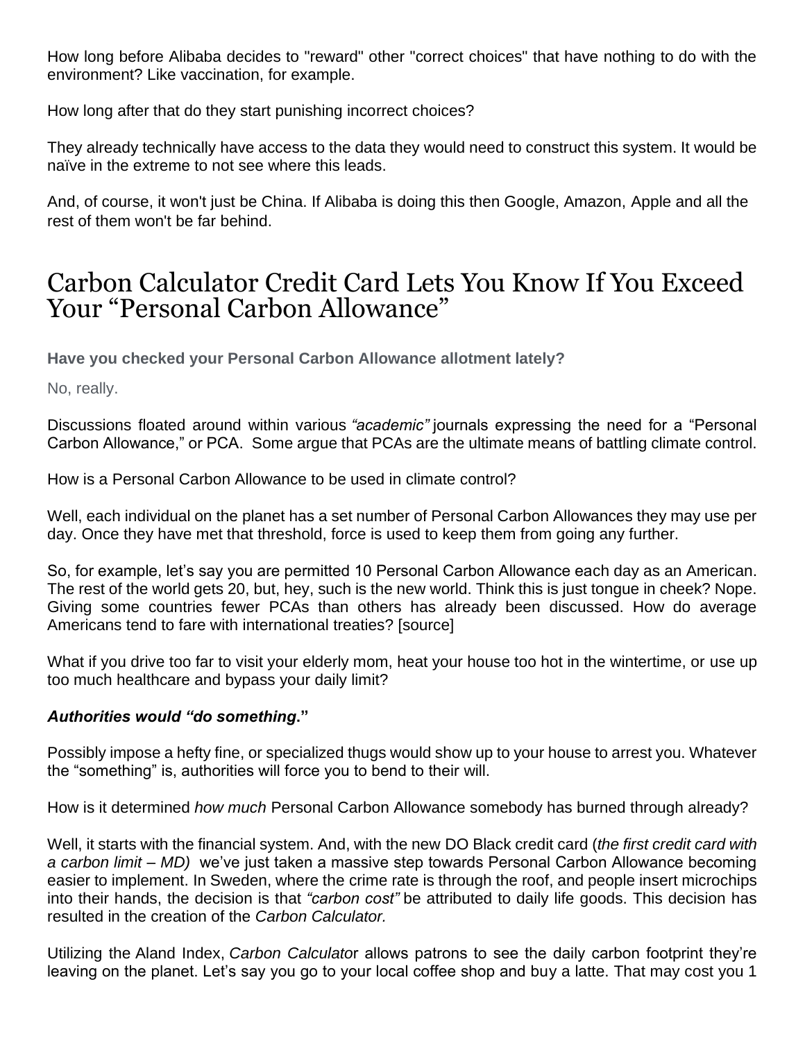How long before Alibaba decides to "reward" other "correct choices" that have nothing to do with the environment? Like vaccination, for example.

How long after that do they start punishing incorrect choices?

They already technically have access to the data they would need to construct this system. It would be naïve in the extreme to not see where this leads.

And, of course, it won't just be China. If Alibaba is doing this then Google, Amazon, Apple and all the rest of them won't be far behind.

# Carbon Calculator Credit Card Lets You Know If You Exceed Your "Personal Carbon Allowance"

**Have you checked your Personal Carbon Allowance allotment lately?**

No, really.

Discussions floated around within various *"academic"* journals expressing the need for a "Personal Carbon Allowance," or PCA. Some argue that PCAs are the ultimate means of battling climate control.

How is a Personal Carbon Allowance to be used in climate control?

Well, each individual on the planet has a set number of Personal Carbon Allowances they may use per day. Once they have met that threshold, force is used to keep them from going any further.

So, for example, let's say you are permitted 10 Personal Carbon Allowance each day as an American. The rest of the world gets 20, but, hey, such is the new world. Think this is just tongue in cheek? Nope. Giving some countries fewer PCAs than others has already been discussed. How do average Americans tend to fare with international treaties? [source]

What if you drive too far to visit your elderly mom, heat your house too hot in the wintertime, or use up too much healthcare and bypass your daily limit?

***Authorities would "do something."***

Possibly impose a hefty fine, or specialized thugs would show up to your house to arrest you. Whatever the "something" is, authorities will force you to bend to their will.

How is it determined *how much* Personal Carbon Allowance somebody has burned through already?

Well, it starts with the financial system. And, with the new DO Black credit card (*the first credit card with a carbon limit – MD)* we've just taken a massive step towards Personal Carbon Allowance becoming easier to implement. In Sweden, where the crime rate is through the roof, and people insert microchips into their hands, the decision is that *"carbon cost"* be attributed to daily life goods. This decision has resulted in the creation of the *Carbon Calculator.*

Utilizing the Aland Index, *Carbon Calculator* allows patrons to see the daily carbon footprint they're leaving on the planet. Let's say you go to your local coffee shop and buy a latte. That may cost you 1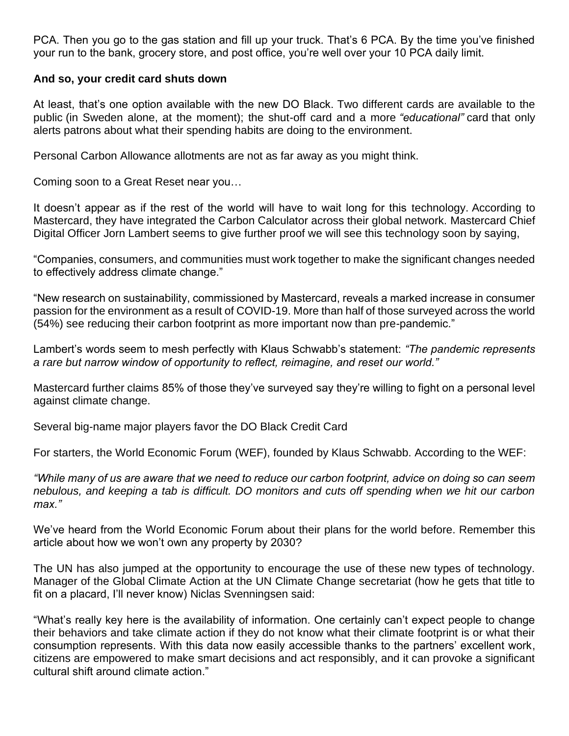PCA. Then you go to the gas station and fill up your truck. That's 6 PCA. By the time you've finished your run to the bank, grocery store, and post office, you're well over your 10 PCA daily limit.

**And so, your credit card shuts down**

At least, that's one option available with the new DO Black. Two different cards are available to the public (in Sweden alone, at the moment); the shut-off card and a more *"educational"* card that only alerts patrons about what their spending habits are doing to the environment.

Personal Carbon Allowance allotments are not as far away as you might think.

Coming soon to a Great Reset near you…

It doesn't appear as if the rest of the world will have to wait long for this technology. According to Mastercard, they have integrated the Carbon Calculator across their global network. Mastercard Chief Digital Officer Jorn Lambert seems to give further proof we will see this technology soon by saying,

"Companies, consumers, and communities must work together to make the significant changes needed to effectively address climate change."

"New research on sustainability, commissioned by Mastercard, reveals a marked increase in consumer passion for the environment as a result of COVID-19. More than half of those surveyed across the world (54%) see reducing their carbon footprint as more important now than pre-pandemic."

Lambert's words seem to mesh perfectly with Klaus Schwabb's statement: *"The pandemic represents a rare but narrow window of opportunity to reflect, reimagine, and reset our world."*

Mastercard further claims 85% of those they've surveyed say they're willing to fight on a personal level against climate change.

Several big-name major players favor the DO Black Credit Card

For starters, the World Economic Forum (WEF), founded by Klaus Schwabb. According to the WEF:

*"While many of us are aware that we need to reduce our carbon footprint, advice on doing so can seem nebulous, and keeping a tab is difficult. DO monitors and cuts off spending when we hit our carbon max."*

We've heard from the World Economic Forum about their plans for the world before. Remember this article about how we won't own any property by 2030?

The UN has also jumped at the opportunity to encourage the use of these new types of technology. Manager of the Global Climate Action at the UN Climate Change secretariat (how he gets that title to fit on a placard, I'll never know) Niclas Svenningsen said:

"What's really key here is the availability of information. One certainly can't expect people to change their behaviors and take climate action if they do not know what their climate footprint is or what their consumption represents. With this data now easily accessible thanks to the partners' excellent work, citizens are empowered to make smart decisions and act responsibly, and it can provoke a significant cultural shift around climate action."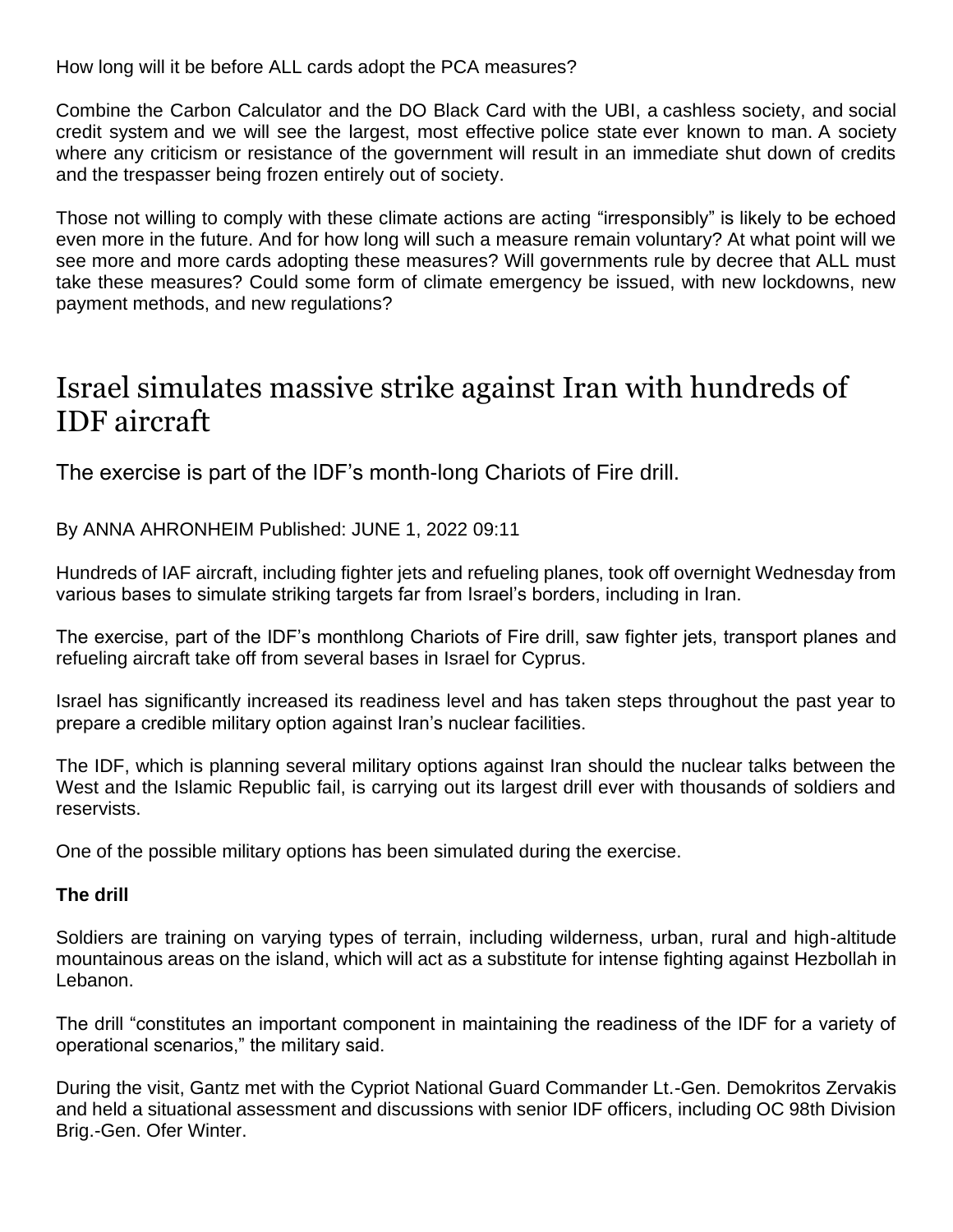How long will it be before ALL cards adopt the PCA measures?

Combine the Carbon Calculator and the DO Black Card with the UBI, a cashless society, and social credit system and we will see the largest, most effective police state ever known to man. A society where any criticism or resistance of the government will result in an immediate shut down of credits and the trespasser being frozen entirely out of society.

Those not willing to comply with these climate actions are acting "irresponsibly" is likely to be echoed even more in the future. And for how long will such a measure remain voluntary? At what point will we see more and more cards adopting these measures? Will governments rule by decree that ALL must take these measures? Could some form of climate emergency be issued, with new lockdowns, new payment methods, and new regulations?

# Israel simulates massive strike against Iran with hundreds of IDF aircraft

## The exercise is part of the IDF's month-long Chariots of Fire drill.

By ANNA AHRONHEIM Published: JUNE 1, 2022 09:11

Hundreds of IAF aircraft, including fighter jets and refueling planes, took off overnight Wednesday from various bases to simulate striking targets far from Israel's borders, including in Iran.

The exercise, part of the IDF's monthlong Chariots of Fire drill, saw fighter jets, transport planes and refueling aircraft take off from several bases in Israel for Cyprus.

Israel has significantly increased its readiness level and has taken steps throughout the past year to prepare a credible military option against Iran's nuclear facilities.

The IDF, which is planning several military options against Iran should the nuclear talks between the West and the Islamic Republic fail, is carrying out its largest drill ever with thousands of soldiers and reservists.

One of the possible military options has been simulated during the exercise.

**The drill**

Soldiers are training on varying types of terrain, including wilderness, urban, rural and high-altitude mountainous areas on the island, which will act as a substitute for intense fighting against Hezbollah in Lebanon.

The drill "constitutes an important component in maintaining the readiness of the IDF for a variety of operational scenarios," the military said.

During the visit, Gantz met with the Cypriot National Guard Commander Lt.-Gen. Demokritos Zervakis and held a situational assessment and discussions with senior IDF officers, including OC 98th Division Brig.-Gen. Ofer Winter.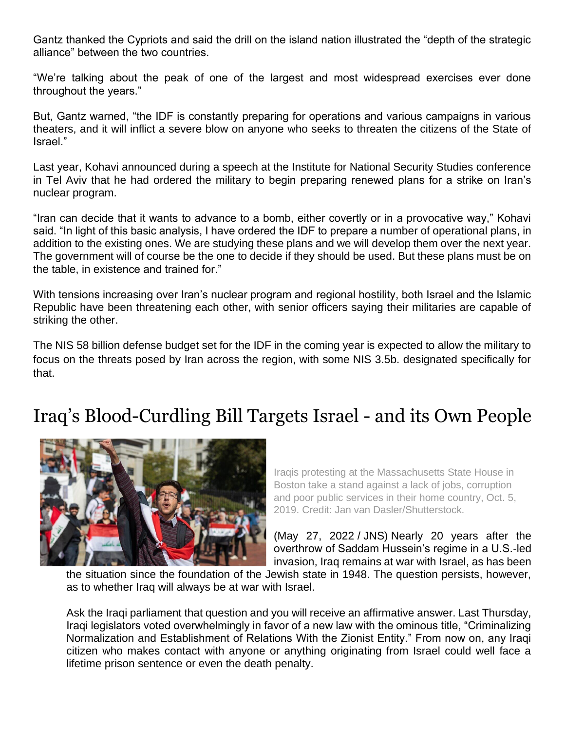Gantz thanked the Cypriots and said the drill on the island nation illustrated the "depth of the strategic alliance" between the two countries.

"We're talking about the peak of one of the largest and most widespread exercises ever done throughout the years."

But, Gantz warned, "the IDF is constantly preparing for operations and various campaigns in various theaters, and it will inflict a severe blow on anyone who seeks to threaten the citizens of the State of Israel."

Last year, Kohavi announced during a speech at the Institute for National Security Studies conference in Tel Aviv that he had ordered the military to begin preparing renewed plans for a strike on Iran's nuclear program.

"Iran can decide that it wants to advance to a bomb, either covertly or in a provocative way," Kohavi said. "In light of this basic analysis, I have ordered the IDF to prepare a number of operational plans, in addition to the existing ones. We are studying these plans and we will develop them over the next year. The government will of course be the one to decide if they should be used. But these plans must be on the table, in existence and trained for."

With tensions increasing over Iran's nuclear program and regional hostility, both Israel and the Islamic Republic have been threatening each other, with senior officers saying their militaries are capable of striking the other.

The NIS 58 billion defense budget set for the IDF in the coming year is expected to allow the military to focus on the threats posed by Iran across the region, with some NIS 3.5b. designated specifically for that.

# Iraq's Blood-Curdling Bill Targets Israel - and its Own People

Iraqis protesting at the Massachusetts State House in Boston take a stand against a lack of jobs, corruption and poor public services in their home country, Oct. 5, 2019. Credit: Jan van Dasler/Shutterstock.

(May 27, 2022 / JNS) Nearly 20 years after the overthrow of Saddam Hussein's regime in a U.S.-led invasion, Iraq remains at war with Israel, as has been the situation since the foundation of the Jewish state in 1948. The question persists, however, as to whether Iraq will always be at war with Israel.

Ask the Iraqi parliament that question and you will receive an affirmative answer. Last Thursday, Iraqi legislators voted overwhelmingly in favor of a new law with the ominous title, "Criminalizing Normalization and Establishment of Relations With the Zionist Entity." From now on, any Iraqi citizen who makes contact with anyone or anything originating from Israel could well face a lifetime prison sentence or even the death penalty.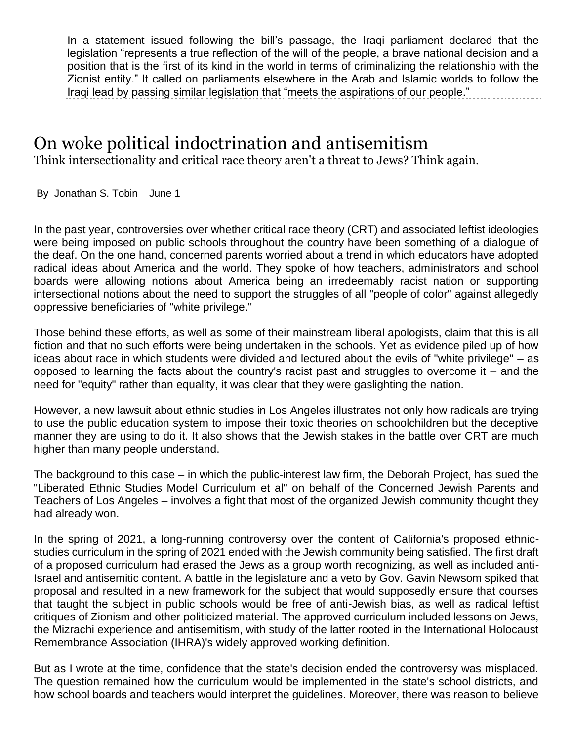In a statement issued following the bill's passage, the Iraqi parliament declared that the legislation "represents a true reflection of the will of the people, a brave national decision and a position that is the first of its kind in the world in terms of criminalizing the relationship with the Zionist entity." It called on parliaments elsewhere in the Arab and Islamic worlds to follow the Iraqi lead by passing similar legislation that "meets the aspirations of our people."

# On woke political indoctrination and antisemitism

Think intersectionality and critical race theory aren't a threat to Jews? Think again.

By Jonathan S. Tobin June 1

In the past year, controversies over whether critical race theory (CRT) and associated leftist ideologies were being imposed on public schools throughout the country have been something of a dialogue of the deaf. On the one hand, concerned parents worried about a trend in which educators have adopted radical ideas about America and the world. They spoke of how teachers, administrators and school boards were allowing notions about America being an irredeemably racist nation or supporting intersectional notions about the need to support the struggles of all "people of color" against allegedly oppressive beneficiaries of "white privilege."

Those behind these efforts, as well as some of their mainstream liberal apologists, claim that this is all fiction and that no such efforts were being undertaken in the schools. Yet as evidence piled up of how ideas about race in which students were divided and lectured about the evils of "white privilege" – as opposed to learning the facts about the country's racist past and struggles to overcome it – and the need for "equity" rather than equality, it was clear that they were gaslighting the nation.

However, a new lawsuit about ethnic studies in Los Angeles illustrates not only how radicals are trying to use the public education system to impose their toxic theories on schoolchildren but the deceptive manner they are using to do it. It also shows that the Jewish stakes in the battle over CRT are much higher than many people understand.

The background to this case – in which the public-interest law firm, the Deborah Project, has sued the "Liberated Ethnic Studies Model Curriculum et al" on behalf of the Concerned Jewish Parents and Teachers of Los Angeles – involves a fight that most of the organized Jewish community thought they had already won.

In the spring of 2021, a long-running controversy over the content of California's proposed ethnic-studies curriculum in the spring of 2021 ended with the Jewish community being satisfied. The first draft of a proposed curriculum had erased the Jews as a group worth recognizing, as well as included anti-Israel and antisemitic content. A battle in the legislature and a veto by Gov. Gavin Newsom spiked that proposal and resulted in a new framework for the subject that would supposedly ensure that courses that taught the subject in public schools would be free of anti-Jewish bias, as well as radical leftist critiques of Zionism and other politicized material. The approved curriculum included lessons on Jews, the Mizrachi experience and antisemitism, with study of the latter rooted in the International Holocaust Remembrance Association (IHRA)'s widely approved working definition.

But as I wrote at the time, confidence that the state's decision ended the controversy was misplaced. The question remained how the curriculum would be implemented in the state's school districts, and how school boards and teachers would interpret the guidelines. Moreover, there was reason to believe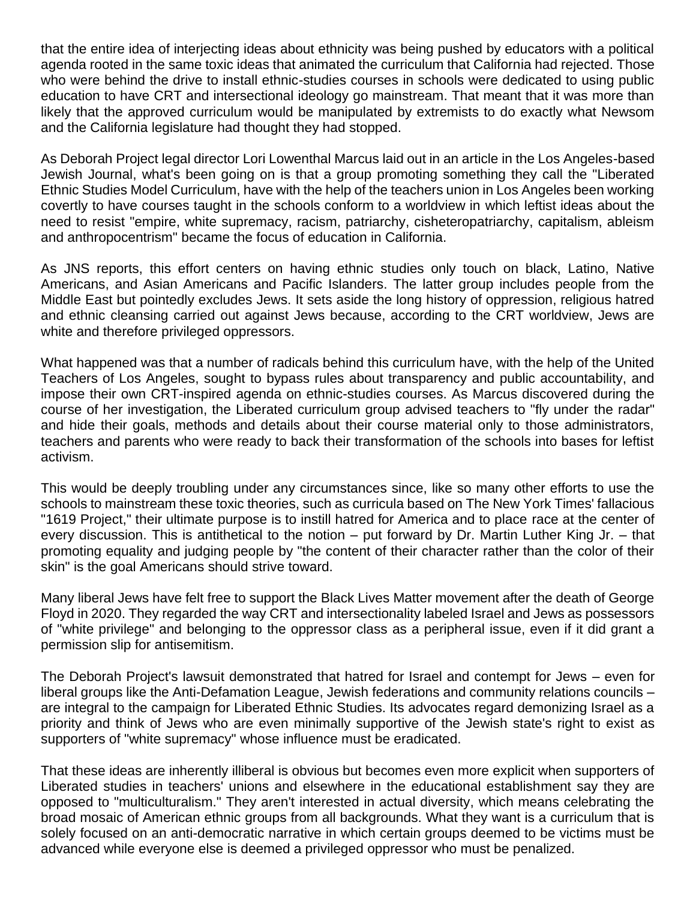that the entire idea of interjecting ideas about ethnicity was being pushed by educators with a political agenda rooted in the same toxic ideas that animated the curriculum that California had rejected. Those who were behind the drive to install ethnic-studies courses in schools were dedicated to using public education to have CRT and intersectional ideology go mainstream. That meant that it was more than likely that the approved curriculum would be manipulated by extremists to do exactly what Newsom and the California legislature had thought they had stopped.

As Deborah Project legal director Lori Lowenthal Marcus laid out in an article in the Los Angeles-based Jewish Journal, what's been going on is that a group promoting something they call the "Liberated Ethnic Studies Model Curriculum, have with the help of the teachers union in Los Angeles been working covertly to have courses taught in the schools conform to a worldview in which leftist ideas about the need to resist "empire, white supremacy, racism, patriarchy, cisheteropatriarchy, capitalism, ableism and anthropocentrism" became the focus of education in California.

As JNS reports, this effort centers on having ethnic studies only touch on black, Latino, Native Americans, and Asian Americans and Pacific Islanders. The latter group includes people from the Middle East but pointedly excludes Jews. It sets aside the long history of oppression, religious hatred and ethnic cleansing carried out against Jews because, according to the CRT worldview, Jews are white and therefore privileged oppressors.

What happened was that a number of radicals behind this curriculum have, with the help of the United Teachers of Los Angeles, sought to bypass rules about transparency and public accountability, and impose their own CRT-inspired agenda on ethnic-studies courses. As Marcus discovered during the course of her investigation, the Liberated curriculum group advised teachers to "fly under the radar" and hide their goals, methods and details about their course material only to those administrators, teachers and parents who were ready to back their transformation of the schools into bases for leftist activism.

This would be deeply troubling under any circumstances since, like so many other efforts to use the schools to mainstream these toxic theories, such as curricula based on The New York Times' fallacious "1619 Project," their ultimate purpose is to instill hatred for America and to place race at the center of every discussion. This is antithetical to the notion – put forward by Dr. Martin Luther King Jr. – that promoting equality and judging people by "the content of their character rather than the color of their skin" is the goal Americans should strive toward.

Many liberal Jews have felt free to support the Black Lives Matter movement after the death of George Floyd in 2020. They regarded the way CRT and intersectionality labeled Israel and Jews as possessors of "white privilege" and belonging to the oppressor class as a peripheral issue, even if it did grant a permission slip for antisemitism.

The Deborah Project's lawsuit demonstrated that hatred for Israel and contempt for Jews – even for liberal groups like the Anti-Defamation League, Jewish federations and community relations councils – are integral to the campaign for Liberated Ethnic Studies. Its advocates regard demonizing Israel as a priority and think of Jews who are even minimally supportive of the Jewish state's right to exist as supporters of "white supremacy" whose influence must be eradicated.

That these ideas are inherently illiberal is obvious but becomes even more explicit when supporters of Liberated studies in teachers' unions and elsewhere in the educational establishment say they are opposed to "multiculturalism." They aren't interested in actual diversity, which means celebrating the broad mosaic of American ethnic groups from all backgrounds. What they want is a curriculum that is solely focused on an anti-democratic narrative in which certain groups deemed to be victims must be advanced while everyone else is deemed a privileged oppressor who must be penalized.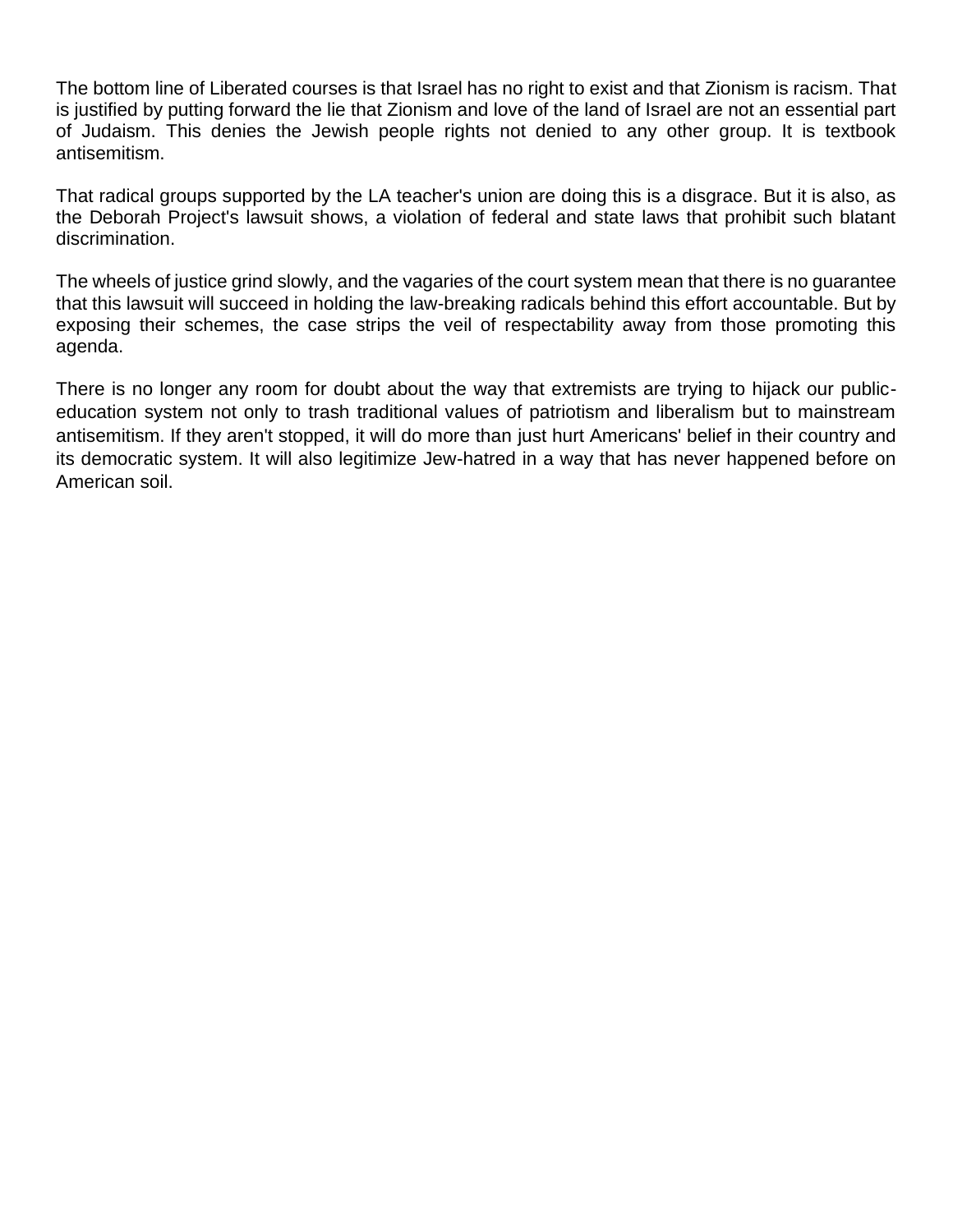The bottom line of Liberated courses is that Israel has no right to exist and that Zionism is racism. That is justified by putting forward the lie that Zionism and love of the land of Israel are not an essential part of Judaism. This denies the Jewish people rights not denied to any other group. It is textbook antisemitism.

That radical groups supported by the LA teacher's union are doing this is a disgrace. But it is also, as the Deborah Project's lawsuit shows, a violation of federal and state laws that prohibit such blatant discrimination.

The wheels of justice grind slowly, and the vagaries of the court system mean that there is no guarantee that this lawsuit will succeed in holding the law-breaking radicals behind this effort accountable. But by exposing their schemes, the case strips the veil of respectability away from those promoting this agenda.

There is no longer any room for doubt about the way that extremists are trying to hijack our public-education system not only to trash traditional values of patriotism and liberalism but to mainstream antisemitism. If they aren't stopped, it will do more than just hurt Americans' belief in their country and its democratic system. It will also legitimize Jew-hatred in a way that has never happened before on American soil.